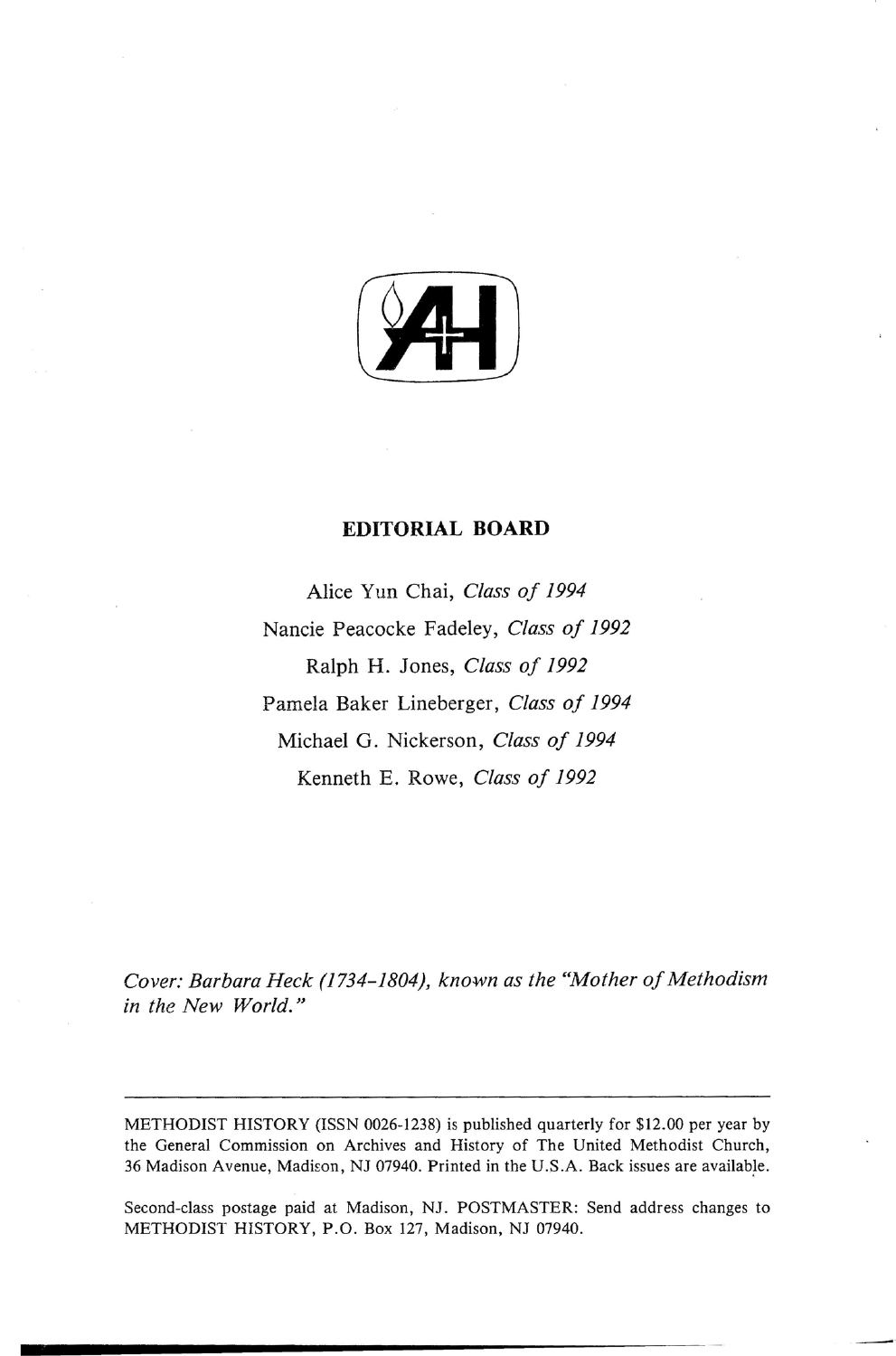## EDITORIAL BOARD

Alice Yun Chai, *Class of 1994*

Nancie Peacocke Fadeley, *Class of 1992*

Ralph H. Jones, *Class of 1992*

Pamela Baker Lineberger, *Class of 1994*

Michael G. Nickerson, *Class of 1994*

Kenneth E. Rowe, *Class of 1992*

*Cover: Barbara Heck (1734-1804), known as the "Mother of Methodism in the New World."*

---

METHODIST HISTORY (ISSN 0026-1238) is published quarterly for $12.00 per year by the General Commission on Archives and History of The United Methodist Church, 36 Madison Avenue, Madison, NJ 07940. Printed in the U.S.A. Back issues are available.

Second-class postage paid at Madison, NJ. POSTMASTER: Send address changes to METHODIST HISTORY, P.O. Box 127, Madison, NJ 07940.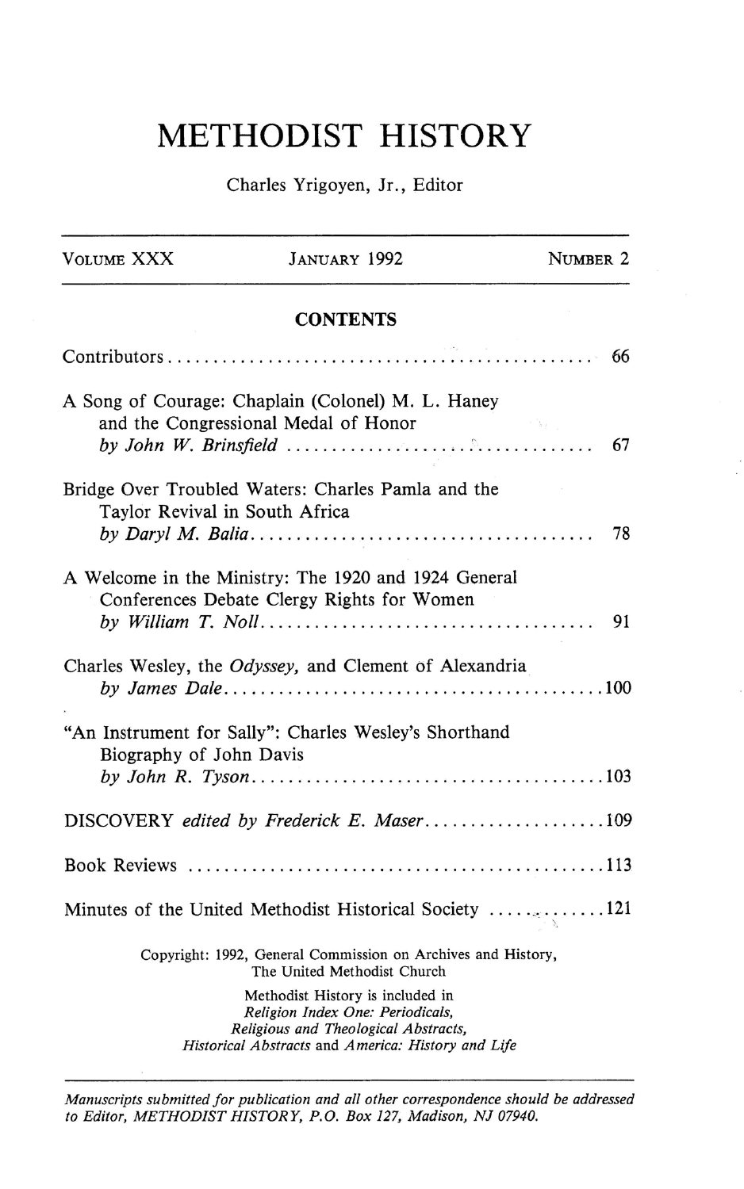# METHODIST HISTORY

Charles Yrigoyen, Jr., Editor

| VOLUME XXX | JANUARY 1992 | NUMBER 2 |
|---|---|---|

## CONTENTS

Contributors ... 66

A Song of Courage: Chaplain (Colonel) M. L. Haney and the Congressional Medal of Honor
*by John W. Brinsfield* ... 67

Bridge Over Troubled Waters: Charles Pamla and the Taylor Revival in South Africa
*by Daryl M. Balia* ... 78

A Welcome in the Ministry: The 1920 and 1924 General Conferences Debate Clergy Rights for Women
*by William T. Noll* ... 91

Charles Wesley, the *Odyssey*, and Clement of Alexandria
*by James Dale* ... 100

"An Instrument for Sally": Charles Wesley's Shorthand Biography of John Davis
*by John R. Tyson* ... 103

DISCOVERY *edited by Frederick E. Maser* ... 109

Book Reviews ... 113

Minutes of the United Methodist Historical Society ... 121

Copyright: 1992, General Commission on Archives and History,
The United Methodist Church
Methodist History is included in
*Religion Index One: Periodicals,*
*Religious and Theological Abstracts,*
*Historical Abstracts* and *America: History and Life*

*Manuscripts submitted for publication and all other correspondence should be addressed to Editor, METHODIST HISTORY, P.O. Box 127, Madison, NJ 07940.*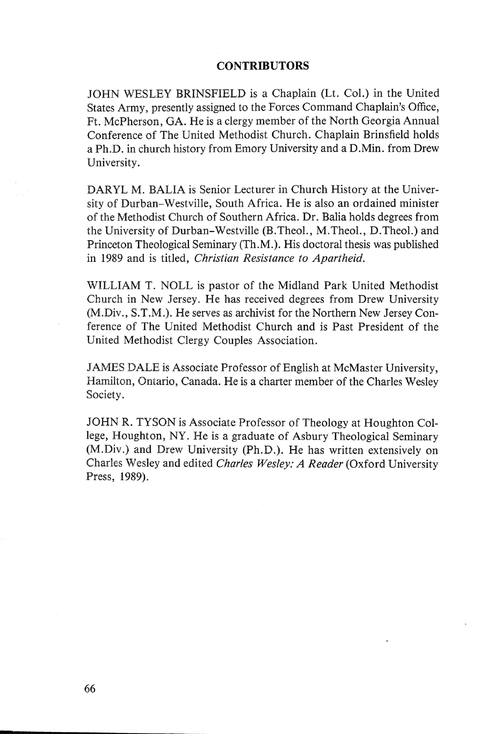## CONTRIBUTORS

JOHN WESLEY BRINSFIELD is a Chaplain (Lt. Col.) in the United States Army, presently assigned to the Forces Command Chaplain's Office, Ft. McPherson, GA. He is a clergy member of the North Georgia Annual Conference of The United Methodist Church. Chaplain Brinsfield holds a Ph.D. in church history from Emory University and a D.Min. from Drew University.

DARYL M. BALIA is Senior Lecturer in Church History at the University of Durban-Westville, South Africa. He is also an ordained minister of the Methodist Church of Southern Africa. Dr. Balia holds degrees from the University of Durban-Westville (B.Theol., M.Theol., D.Theol.) and Princeton Theological Seminary (Th.M.). His doctoral thesis was published in 1989 and is titled, *Christian Resistance to Apartheid.*

WILLIAM T. NOLL is pastor of the Midland Park United Methodist Church in New Jersey. He has received degrees from Drew University (M.Div., S.T.M.). He serves as archivist for the Northern New Jersey Conference of The United Methodist Church and is Past President of the United Methodist Clergy Couples Association.

JAMES DALE is Associate Professor of English at McMaster University, Hamilton, Ontario, Canada. He is a charter member of the Charles Wesley Society.

JOHN R. TYSON is Associate Professor of Theology at Houghton College, Houghton, NY. He is a graduate of Asbury Theological Seminary (M.Div.) and Drew University (Ph.D.). He has written extensively on Charles Wesley and edited *Charles Wesley: A Reader* (Oxford University Press, 1989).